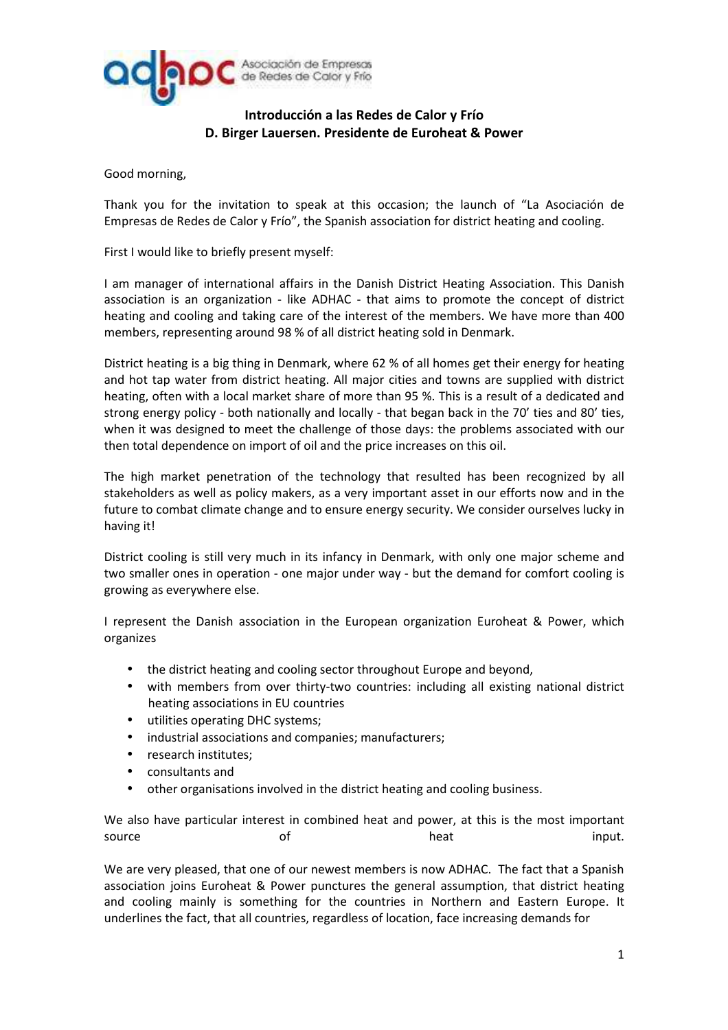**Introducción a las Redes de Calor y Frío**
**D. Birger Lauersen. Presidente de Euroheat & Power**

Good morning,

Thank you for the invitation to speak at this occasion; the launch of "La Asociación de Empresas de Redes de Calor y Frío", the Spanish association for district heating and cooling.

First I would like to briefly present myself:

I am manager of international affairs in the Danish District Heating Association. This Danish association is an organization - like ADHAC - that aims to promote the concept of district heating and cooling and taking care of the interest of the members. We have more than 400 members, representing around 98 % of all district heating sold in Denmark.

District heating is a big thing in Denmark, where 62 % of all homes get their energy for heating and hot tap water from district heating. All major cities and towns are supplied with district heating, often with a local market share of more than 95 %. This is a result of a dedicated and strong energy policy - both nationally and locally - that began back in the 70' ties and 80' ties, when it was designed to meet the challenge of those days: the problems associated with our then total dependence on import of oil and the price increases on this oil.

The high market penetration of the technology that resulted has been recognized by all stakeholders as well as policy makers, as a very important asset in our efforts now and in the future to combat climate change and to ensure energy security. We consider ourselves lucky in having it!

District cooling is still very much in its infancy in Denmark, with only one major scheme and two smaller ones in operation - one major under way - but the demand for comfort cooling is growing as everywhere else.

I represent the Danish association in the European organization Euroheat & Power, which organizes

- the district heating and cooling sector throughout Europe and beyond,
- with members from over thirty-two countries: including all existing national district heating associations in EU countries
- utilities operating DHC systems;
- industrial associations and companies; manufacturers;
- research institutes;
- consultants and
- other organisations involved in the district heating and cooling business.

We also have particular interest in combined heat and power, at this is the most important source of heat input.

We are very pleased, that one of our newest members is now ADHAC. The fact that a Spanish association joins Euroheat & Power punctures the general assumption, that district heating and cooling mainly is something for the countries in Northern and Eastern Europe. It underlines the fact, that all countries, regardless of location, face increasing demands for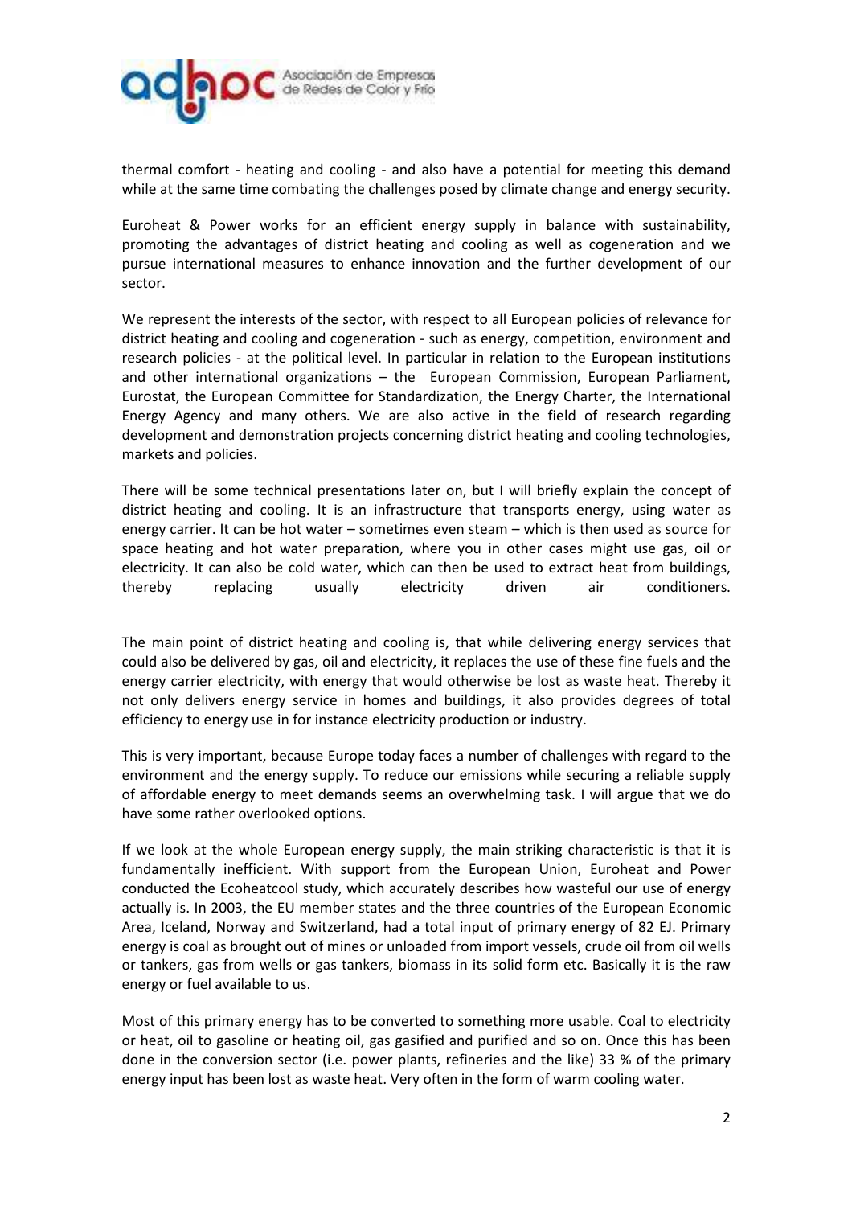thermal comfort - heating and cooling - and also have a potential for meeting this demand while at the same time combating the challenges posed by climate change and energy security.

Euroheat & Power works for an efficient energy supply in balance with sustainability, promoting the advantages of district heating and cooling as well as cogeneration and we pursue international measures to enhance innovation and the further development of our sector.

We represent the interests of the sector, with respect to all European policies of relevance for district heating and cooling and cogeneration - such as energy, competition, environment and research policies - at the political level. In particular in relation to the European institutions and other international organizations – the European Commission, European Parliament, Eurostat, the European Committee for Standardization, the Energy Charter, the International Energy Agency and many others. We are also active in the field of research regarding development and demonstration projects concerning district heating and cooling technologies, markets and policies.

There will be some technical presentations later on, but I will briefly explain the concept of district heating and cooling. It is an infrastructure that transports energy, using water as energy carrier. It can be hot water – sometimes even steam – which is then used as source for space heating and hot water preparation, where you in other cases might use gas, oil or electricity. It can also be cold water, which can then be used to extract heat from buildings, thereby replacing usually electricity driven air conditioners.

The main point of district heating and cooling is, that while delivering energy services that could also be delivered by gas, oil and electricity, it replaces the use of these fine fuels and the energy carrier electricity, with energy that would otherwise be lost as waste heat. Thereby it not only delivers energy service in homes and buildings, it also provides degrees of total efficiency to energy use in for instance electricity production or industry.

This is very important, because Europe today faces a number of challenges with regard to the environment and the energy supply. To reduce our emissions while securing a reliable supply of affordable energy to meet demands seems an overwhelming task. I will argue that we do have some rather overlooked options.

If we look at the whole European energy supply, the main striking characteristic is that it is fundamentally inefficient. With support from the European Union, Euroheat and Power conducted the Ecoheatcool study, which accurately describes how wasteful our use of energy actually is. In 2003, the EU member states and the three countries of the European Economic Area, Iceland, Norway and Switzerland, had a total input of primary energy of 82 EJ. Primary energy is coal as brought out of mines or unloaded from import vessels, crude oil from oil wells or tankers, gas from wells or gas tankers, biomass in its solid form etc. Basically it is the raw energy or fuel available to us.

Most of this primary energy has to be converted to something more usable. Coal to electricity or heat, oil to gasoline or heating oil, gas gasified and purified and so on. Once this has been done in the conversion sector (i.e. power plants, refineries and the like) 33 % of the primary energy input has been lost as waste heat. Very often in the form of warm cooling water.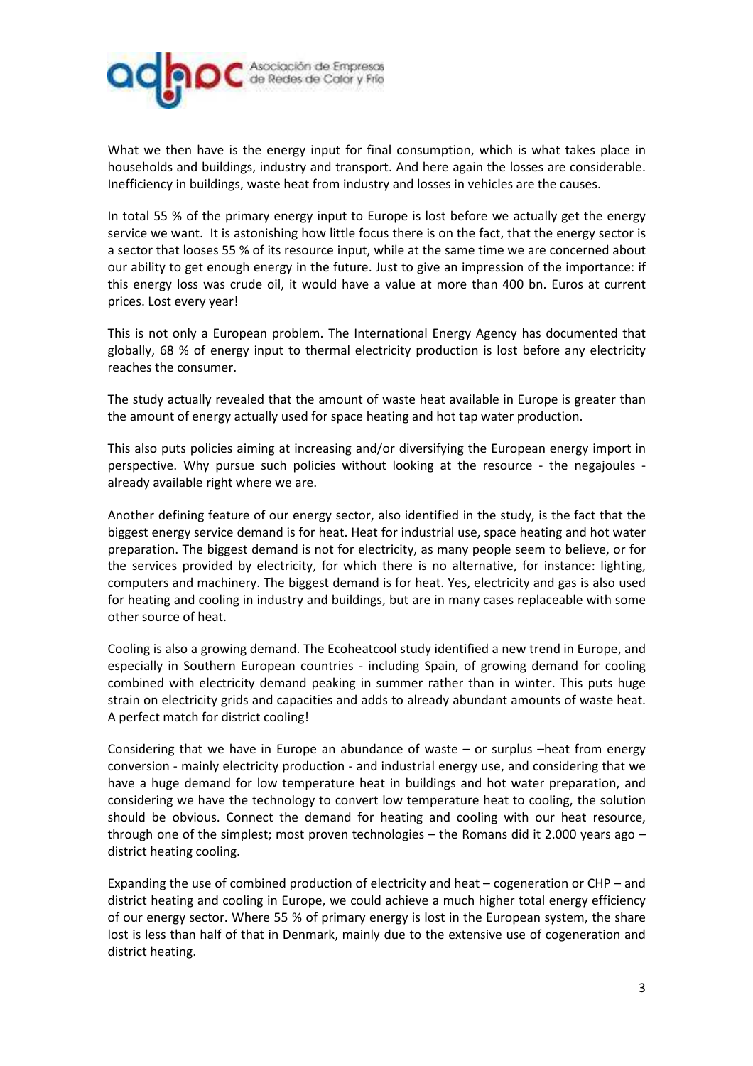What we then have is the energy input for final consumption, which is what takes place in households and buildings, industry and transport. And here again the losses are considerable. Inefficiency in buildings, waste heat from industry and losses in vehicles are the causes.

In total 55 % of the primary energy input to Europe is lost before we actually get the energy service we want. It is astonishing how little focus there is on the fact, that the energy sector is a sector that looses 55 % of its resource input, while at the same time we are concerned about our ability to get enough energy in the future. Just to give an impression of the importance: if this energy loss was crude oil, it would have a value at more than 400 bn. Euros at current prices. Lost every year!

This is not only a European problem. The International Energy Agency has documented that globally, 68 % of energy input to thermal electricity production is lost before any electricity reaches the consumer.

The study actually revealed that the amount of waste heat available in Europe is greater than the amount of energy actually used for space heating and hot tap water production.

This also puts policies aiming at increasing and/or diversifying the European energy import in perspective. Why pursue such policies without looking at the resource - the negajoules - already available right where we are.

Another defining feature of our energy sector, also identified in the study, is the fact that the biggest energy service demand is for heat. Heat for industrial use, space heating and hot water preparation. The biggest demand is not for electricity, as many people seem to believe, or for the services provided by electricity, for which there is no alternative, for instance: lighting, computers and machinery. The biggest demand is for heat. Yes, electricity and gas is also used for heating and cooling in industry and buildings, but are in many cases replaceable with some other source of heat.

Cooling is also a growing demand. The Ecoheatcool study identified a new trend in Europe, and especially in Southern European countries - including Spain, of growing demand for cooling combined with electricity demand peaking in summer rather than in winter. This puts huge strain on electricity grids and capacities and adds to already abundant amounts of waste heat. A perfect match for district cooling!

Considering that we have in Europe an abundance of waste – or surplus –heat from energy conversion - mainly electricity production - and industrial energy use, and considering that we have a huge demand for low temperature heat in buildings and hot water preparation, and considering we have the technology to convert low temperature heat to cooling, the solution should be obvious. Connect the demand for heating and cooling with our heat resource, through one of the simplest; most proven technologies – the Romans did it 2.000 years ago – district heating cooling.

Expanding the use of combined production of electricity and heat – cogeneration or CHP – and district heating and cooling in Europe, we could achieve a much higher total energy efficiency of our energy sector. Where 55 % of primary energy is lost in the European system, the share lost is less than half of that in Denmark, mainly due to the extensive use of cogeneration and district heating.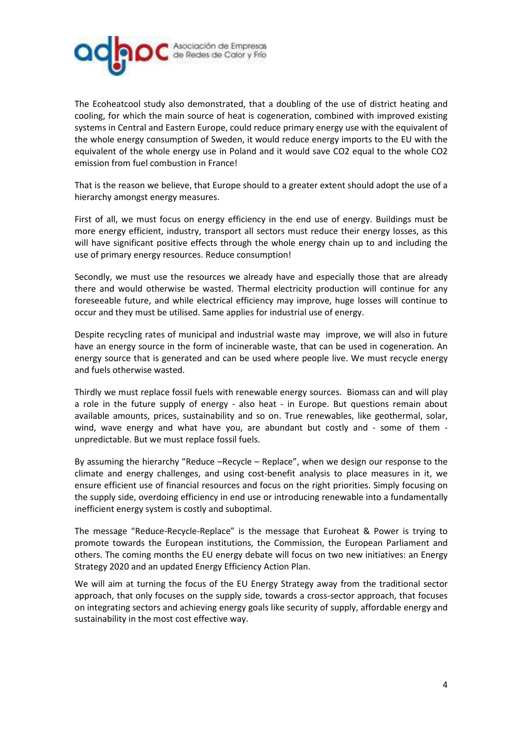The Ecoheatcool study also demonstrated, that a doubling of the use of district heating and cooling, for which the main source of heat is cogeneration, combined with improved existing systems in Central and Eastern Europe, could reduce primary energy use with the equivalent of the whole energy consumption of Sweden, it would reduce energy imports to the EU with the equivalent of the whole energy use in Poland and it would save $CO_2$ equal to the whole $CO_2$ emission from fuel combustion in France!

That is the reason we believe, that Europe should to a greater extent should adopt the use of a hierarchy amongst energy measures.

First of all, we must focus on energy efficiency in the end use of energy. Buildings must be more energy efficient, industry, transport all sectors must reduce their energy losses, as this will have significant positive effects through the whole energy chain up to and including the use of primary energy resources. Reduce consumption!

Secondly, we must use the resources we already have and especially those that are already there and would otherwise be wasted. Thermal electricity production will continue for any foreseeable future, and while electrical efficiency may improve, huge losses will continue to occur and they must be utilised. Same applies for industrial use of energy.

Despite recycling rates of municipal and industrial waste may improve, we will also in future have an energy source in the form of incinerable waste, that can be used in cogeneration. An energy source that is generated and can be used where people live. We must recycle energy and fuels otherwise wasted.

Thirdly we must replace fossil fuels with renewable energy sources. Biomass can and will play a role in the future supply of energy - also heat - in Europe. But questions remain about available amounts, prices, sustainability and so on. True renewables, like geothermal, solar, wind, wave energy and what have you, are abundant but costly and - some of them - unpredictable. But we must replace fossil fuels.

By assuming the hierarchy "Reduce –Recycle – Replace", when we design our response to the climate and energy challenges, and using cost-benefit analysis to place measures in it, we ensure efficient use of financial resources and focus on the right priorities. Simply focusing on the supply side, overdoing efficiency in end use or introducing renewable into a fundamentally inefficient energy system is costly and suboptimal.

The message "Reduce-Recycle-Replace" is the message that Euroheat & Power is trying to promote towards the European institutions, the Commission, the European Parliament and others. The coming months the EU energy debate will focus on two new initiatives: an Energy Strategy 2020 and an updated Energy Efficiency Action Plan.

We will aim at turning the focus of the EU Energy Strategy away from the traditional sector approach, that only focuses on the supply side, towards a cross-sector approach, that focuses on integrating sectors and achieving energy goals like security of supply, affordable energy and sustainability in the most cost effective way.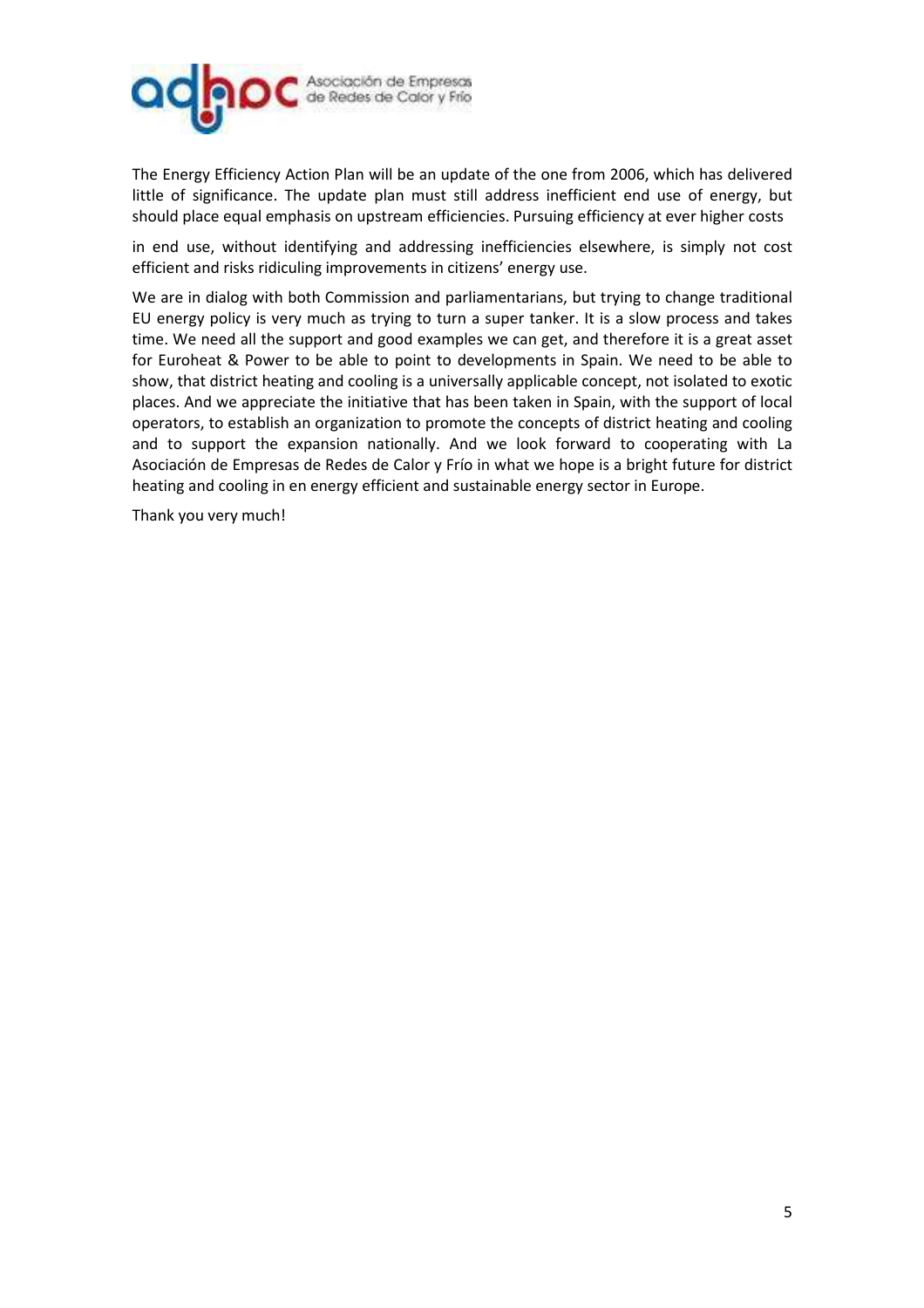The Energy Efficiency Action Plan will be an update of the one from 2006, which has delivered little of significance. The update plan must still address inefficient end use of energy, but should place equal emphasis on upstream efficiencies. Pursuing efficiency at ever higher costs in end use, without identifying and addressing inefficiencies elsewhere, is simply not cost efficient and risks ridiculing improvements in citizens' energy use.

We are in dialog with both Commission and parliamentarians, but trying to change traditional EU energy policy is very much as trying to turn a super tanker. It is a slow process and takes time. We need all the support and good examples we can get, and therefore it is a great asset for Euroheat & Power to be able to point to developments in Spain. We need to be able to show, that district heating and cooling is a universally applicable concept, not isolated to exotic places. And we appreciate the initiative that has been taken in Spain, with the support of local operators, to establish an organization to promote the concepts of district heating and cooling and to support the expansion nationally. And we look forward to cooperating with La Asociación de Empresas de Redes de Calor y Frío in what we hope is a bright future for district heating and cooling in en energy efficient and sustainable energy sector in Europe.

Thank you very much!